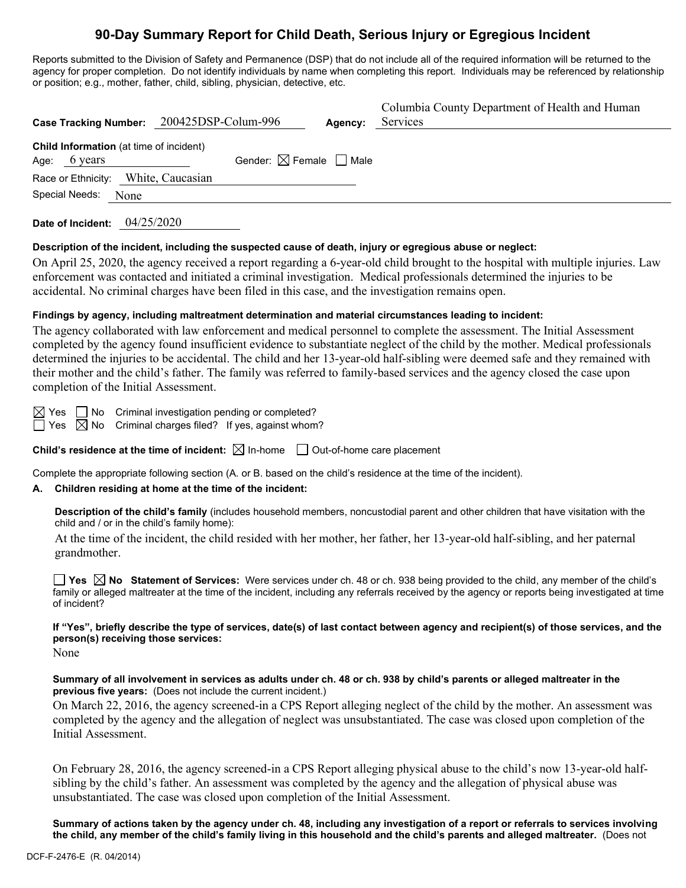// Form header and fields

# 90-Day Summary Report for Child Death, Serious Injury or Egregious Incident

Reports submitted to the Division of Safety and Permanence (DSP) that do not include all of the required information will be returned to the agency for proper completion. Do not identify individuals by name when completing this report. Individuals may be referenced by relationship or position; e.g., mother, father, child, sibling, physician, detective, etc.

**Case Tracking Number:** 200425DSP-Colum-996 **Agency:** Columbia County Department of Health and Human Services

**Child Information** (at time of incident)

Age: 6 years Gender: ☒ Female ☐ Male

Race or Ethnicity: White, Caucasian

Special Needs: None

**Date of Incident:** 04/25/2020

**Description of the incident, including the suspected cause of death, injury or egregious abuse or neglect:**

On April 25, 2020, the agency received a report regarding a 6-year-old child brought to the hospital with multiple injuries. Law enforcement was contacted and initiated a criminal investigation. Medical professionals determined the injuries to be accidental. No criminal charges have been filed in this case, and the investigation remains open.

**Findings by agency, including maltreatment determination and material circumstances leading to incident:**

The agency collaborated with law enforcement and medical personnel to complete the assessment. The Initial Assessment completed by the agency found insufficient evidence to substantiate neglect of the child by the mother. Medical professionals determined the injuries to be accidental. The child and her 13-year-old half-sibling were deemed safe and they remained with their mother and the child's father. The family was referred to family-based services and the agency closed the case upon completion of the Initial Assessment.

☒ Yes ☐ No Criminal investigation pending or completed?
☐ Yes ☒ No Criminal charges filed? If yes, against whom?

**Child's residence at the time of incident:** ☒ In-home ☐ Out-of-home care placement

Complete the appropriate following section (A. or B. based on the child's residence at the time of the incident).

**A. Children residing at home at the time of the incident:**

**Description of the child's family** (includes household members, noncustodial parent and other children that have visitation with the child and / or in the child's family home):

At the time of the incident, the child resided with her mother, her father, her 13-year-old half-sibling, and her paternal grandmother.

☐ **Yes** ☒ **No** **Statement of Services:** Were services under ch. 48 or ch. 938 being provided to the child, any member of the child's family or alleged maltreater at the time of the incident, including any referrals received by the agency or reports being investigated at time of incident?

**If "Yes", briefly describe the type of services, date(s) of last contact between agency and recipient(s) of those services, and the person(s) receiving those services:**

None

**Summary of all involvement in services as adults under ch. 48 or ch. 938 by child's parents or alleged maltreater in the previous five years:** (Does not include the current incident.)

On March 22, 2016, the agency screened-in a CPS Report alleging neglect of the child by the mother. An assessment was completed by the agency and the allegation of neglect was unsubstantiated. The case was closed upon completion of the Initial Assessment.

On February 28, 2016, the agency screened-in a CPS Report alleging physical abuse to the child's now 13-year-old half-sibling by the child's father. An assessment was completed by the agency and the allegation of physical abuse was unsubstantiated. The case was closed upon completion of the Initial Assessment.

**Summary of actions taken by the agency under ch. 48, including any investigation of a report or referrals to services involving the child, any member of the child's family living in this household and the child's parents and alleged maltreater.** (Does not

DCF-F-2476-E (R. 04/2014)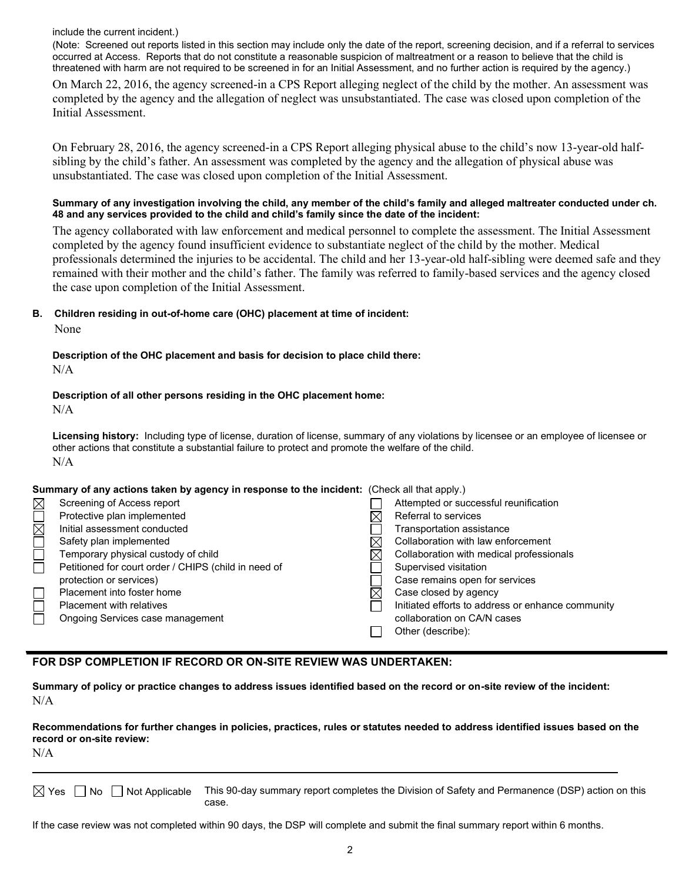include the current incident.)

(Note: Screened out reports listed in this section may include only the date of the report, screening decision, and if a referral to services occurred at Access. Reports that do not constitute a reasonable suspicion of maltreatment or a reason to believe that the child is threatened with harm are not required to be screened in for an Initial Assessment, and no further action is required by the agency.)

On March 22, 2016, the agency screened-in a CPS Report alleging neglect of the child by the mother. An assessment was completed by the agency and the allegation of neglect was unsubstantiated. The case was closed upon completion of the Initial Assessment.

On February 28, 2016, the agency screened-in a CPS Report alleging physical abuse to the child's now 13-year-old half-sibling by the child's father. An assessment was completed by the agency and the allegation of physical abuse was unsubstantiated. The case was closed upon completion of the Initial Assessment.

**Summary of any investigation involving the child, any member of the child's family and alleged maltreater conducted under ch. 48 and any services provided to the child and child's family since the date of the incident:**

The agency collaborated with law enforcement and medical personnel to complete the assessment. The Initial Assessment completed by the agency found insufficient evidence to substantiate neglect of the child by the mother. Medical professionals determined the injuries to be accidental. The child and her 13-year-old half-sibling were deemed safe and they remained with their mother and the child's father. The family was referred to family-based services and the agency closed the case upon completion of the Initial Assessment.

**B. Children residing in out-of-home care (OHC) placement at time of incident:**

None

**Description of the OHC placement and basis for decision to place child there:**

N/A

**Description of all other persons residing in the OHC placement home:**

N/A

**Licensing history:** Including type of license, duration of license, summary of any violations by licensee or an employee of licensee or other actions that constitute a substantial failure to protect and promote the welfare of the child.

N/A

**Summary of any actions taken by agency in response to the incident:** (Check all that apply.)

| | |
|---|---|
| ☒ Screening of Access report | ☐ Attempted or successful reunification |
| ☐ Protective plan implemented | ☒ Referral to services |
| ☒ Initial assessment conducted | ☐ Transportation assistance |
| ☐ Safety plan implemented | ☒ Collaboration with law enforcement |
| ☐ Temporary physical custody of child | ☒ Collaboration with medical professionals |
| ☐ Petitioned for court order / CHIPS (child in need of protection or services) | ☐ Supervised visitation |
| | ☐ Case remains open for services |
| ☐ Placement into foster home | ☒ Case closed by agency |
| ☐ Placement with relatives | ☐ Initiated efforts to address or enhance community collaboration on CA/N cases |
| ☐ Ongoing Services case management | ☐ Other (describe): |

## FOR DSP COMPLETION IF RECORD OR ON-SITE REVIEW WAS UNDERTAKEN:

**Summary of policy or practice changes to address issues identified based on the record or on-site review of the incident:**

N/A

**Recommendations for further changes in policies, practices, rules or statutes needed to address identified issues based on the record or on-site review:**

N/A

---

☒ Yes ☐ No ☐ Not Applicable This 90-day summary report completes the Division of Safety and Permanence (DSP) action on this case.

If the case review was not completed within 90 days, the DSP will complete and submit the final summary report within 6 months.